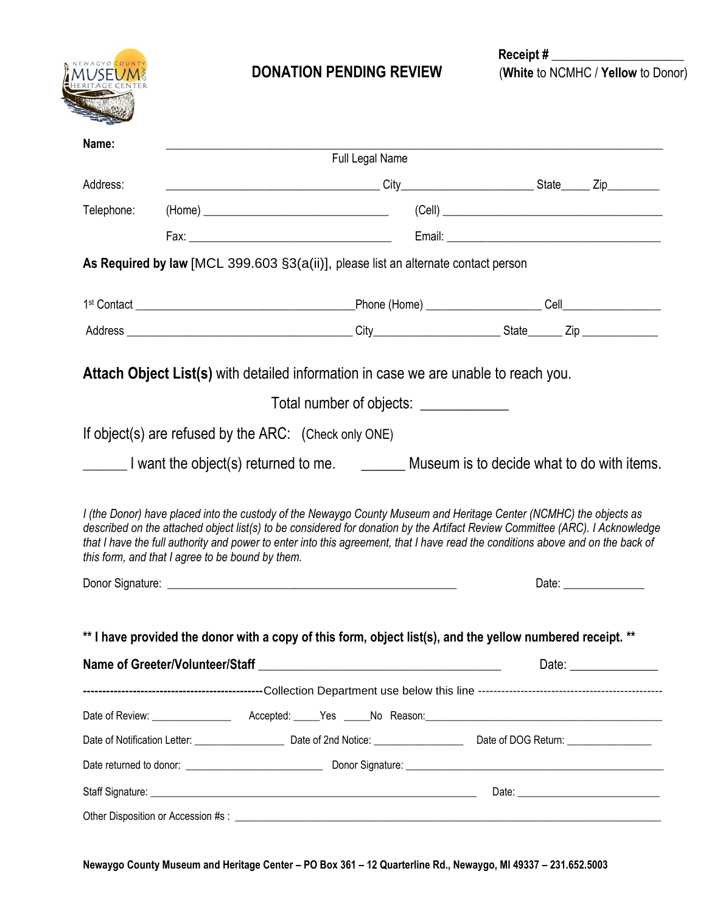# DONATION PENDING REVIEW

**Receipt #** ____________________
(**White** to NCMHC / **Yellow** to Donor)

**Name:** ____________________________________________________________
Full Legal Name

Address: ______________________________ City____________________ State_____ Zip_________

Telephone: (Home) ____________________________ (Cell) ________________________________

Fax: ____________________________ Email: ________________________________

**As Required by law** [MCL 399.603 §3(a(ii)], please list an alternate contact person

1st Contact ________________________________ Phone (Home) ________________ Cell________________

Address ________________________________ City____________________ State______ Zip _____________

**Attach Object List(s)** with detailed information in case we are unable to reach you.

Total number of objects: ____________

If object(s) are refused by the ARC: (Check only ONE)

______ I want the object(s) returned to me. ______ Museum is to decide what to do with items.

*I (the Donor) have placed into the custody of the Newaygo County Museum and Heritage Center (NCMHC) the objects as described on the attached object list(s) to be considered for donation by the Artifact Review Committee (ARC). I Acknowledge that I have the full authority and power to enter into this agreement, that I have read the conditions above and on the back of this form, and that I agree to be bound by them.*

Donor Signature: ________________________________________ Date: ______________

**** I have provided the donor with a copy of this form, object list(s), and the yellow numbered receipt. ****

**Name of Greeter/Volunteer/Staff** ________________________________ Date: ______________

-----------------------------------------------Collection Department use below this line -----------------------------------------------

Date of Review: ______________ Accepted: _____Yes _____No Reason:________________________________________

Date of Notification Letter: ________________ Date of 2nd Notice: ________________ Date of DOG Return: ________________

Date returned to donor: ________________________ Donor Signature: ________________________________________

Staff Signature: ________________________________________________ Date: __________________________

Other Disposition or Accession #s : ________________________________________________________________

**Newaygo County Museum and Heritage Center – PO Box 361 – 12 Quarterline Rd., Newaygo, MI 49337 – 231.652.5003**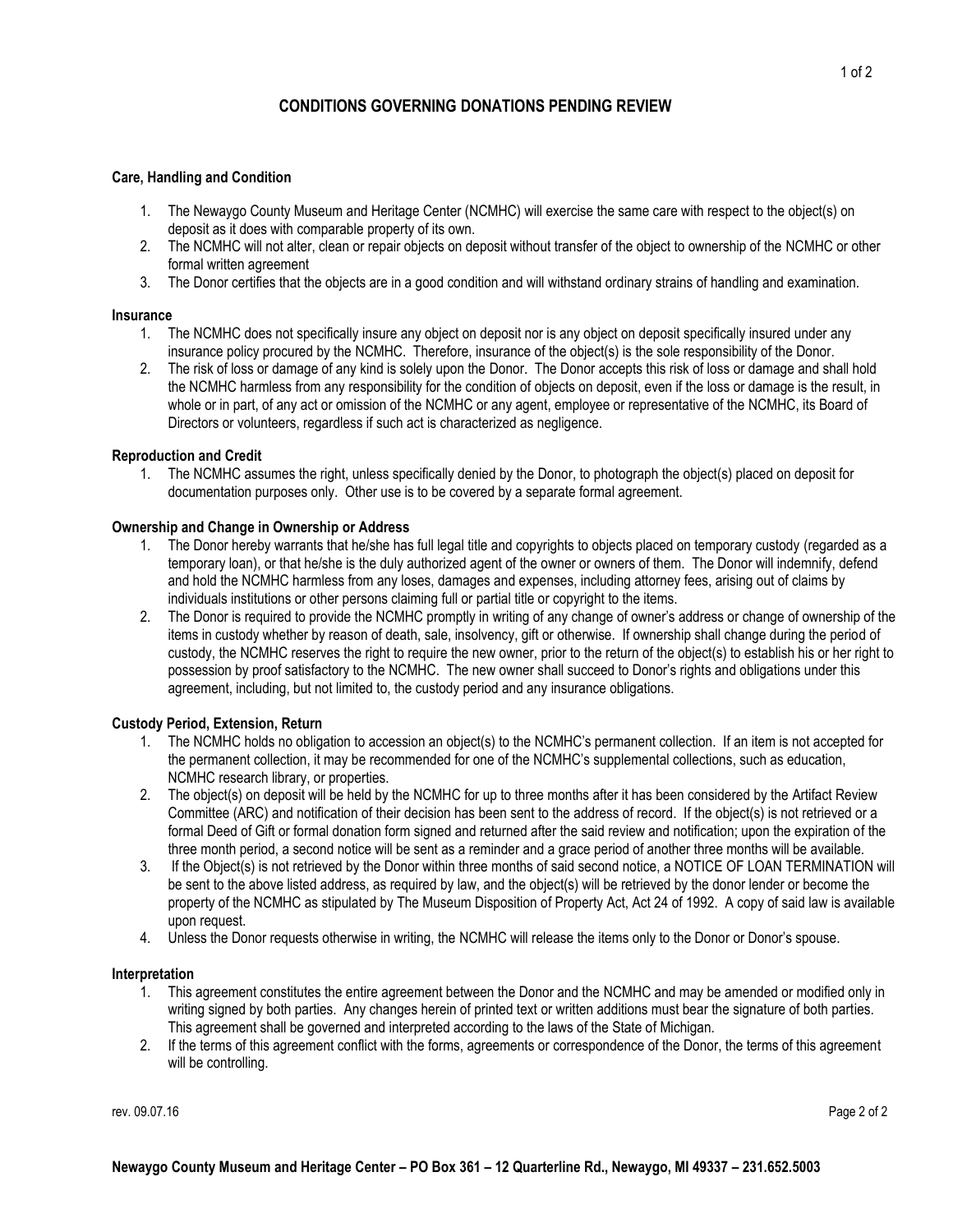## CONDITIONS GOVERNING DONATIONS PENDING REVIEW

**Care, Handling and Condition**

1. The Newaygo County Museum and Heritage Center (NCMHC) will exercise the same care with respect to the object(s) on deposit as it does with comparable property of its own.
2. The NCMHC will not alter, clean or repair objects on deposit without transfer of the object to ownership of the NCMHC or other formal written agreement
3. The Donor certifies that the objects are in a good condition and will withstand ordinary strains of handling and examination.

**Insurance**

1. The NCMHC does not specifically insure any object on deposit nor is any object on deposit specifically insured under any insurance policy procured by the NCMHC. Therefore, insurance of the object(s) is the sole responsibility of the Donor.
2. The risk of loss or damage of any kind is solely upon the Donor. The Donor accepts this risk of loss or damage and shall hold the NCMHC harmless from any responsibility for the condition of objects on deposit, even if the loss or damage is the result, in whole or in part, of any act or omission of the NCMHC or any agent, employee or representative of the NCMHC, its Board of Directors or volunteers, regardless if such act is characterized as negligence.

**Reproduction and Credit**

1. The NCMHC assumes the right, unless specifically denied by the Donor, to photograph the object(s) placed on deposit for documentation purposes only. Other use is to be covered by a separate formal agreement.

**Ownership and Change in Ownership or Address**

1. The Donor hereby warrants that he/she has full legal title and copyrights to objects placed on temporary custody (regarded as a temporary loan), or that he/she is the duly authorized agent of the owner or owners of them. The Donor will indemnify, defend and hold the NCMHC harmless from any loses, damages and expenses, including attorney fees, arising out of claims by individuals institutions or other persons claiming full or partial title or copyright to the items.
2. The Donor is required to provide the NCMHC promptly in writing of any change of owner's address or change of ownership of the items in custody whether by reason of death, sale, insolvency, gift or otherwise. If ownership shall change during the period of custody, the NCMHC reserves the right to require the new owner, prior to the return of the object(s) to establish his or her right to possession by proof satisfactory to the NCMHC. The new owner shall succeed to Donor's rights and obligations under this agreement, including, but not limited to, the custody period and any insurance obligations.

**Custody Period, Extension, Return**

1. The NCMHC holds no obligation to accession an object(s) to the NCMHC's permanent collection. If an item is not accepted for the permanent collection, it may be recommended for one of the NCMHC's supplemental collections, such as education, NCMHC research library, or properties.
2. The object(s) on deposit will be held by the NCMHC for up to three months after it has been considered by the Artifact Review Committee (ARC) and notification of their decision has been sent to the address of record. If the object(s) is not retrieved or a formal Deed of Gift or formal donation form signed and returned after the said review and notification; upon the expiration of the three month period, a second notice will be sent as a reminder and a grace period of another three months will be available.
3. If the Object(s) is not retrieved by the Donor within three months of said second notice, a NOTICE OF LOAN TERMINATION will be sent to the above listed address, as required by law, and the object(s) will be retrieved by the donor lender or become the property of the NCMHC as stipulated by The Museum Disposition of Property Act, Act 24 of 1992. A copy of said law is available upon request.
4. Unless the Donor requests otherwise in writing, the NCMHC will release the items only to the Donor or Donor's spouse.

**Interpretation**

1. This agreement constitutes the entire agreement between the Donor and the NCMHC and may be amended or modified only in writing signed by both parties. Any changes herein of printed text or written additions must bear the signature of both parties. This agreement shall be governed and interpreted according to the laws of the State of Michigan.
2. If the terms of this agreement conflict with the forms, agreements or correspondence of the Donor, the terms of this agreement will be controlling.

rev. 09.07.16

**Newaygo County Museum and Heritage Center – PO Box 361 – 12 Quarterline Rd., Newaygo, MI 49337 – 231.652.5003**